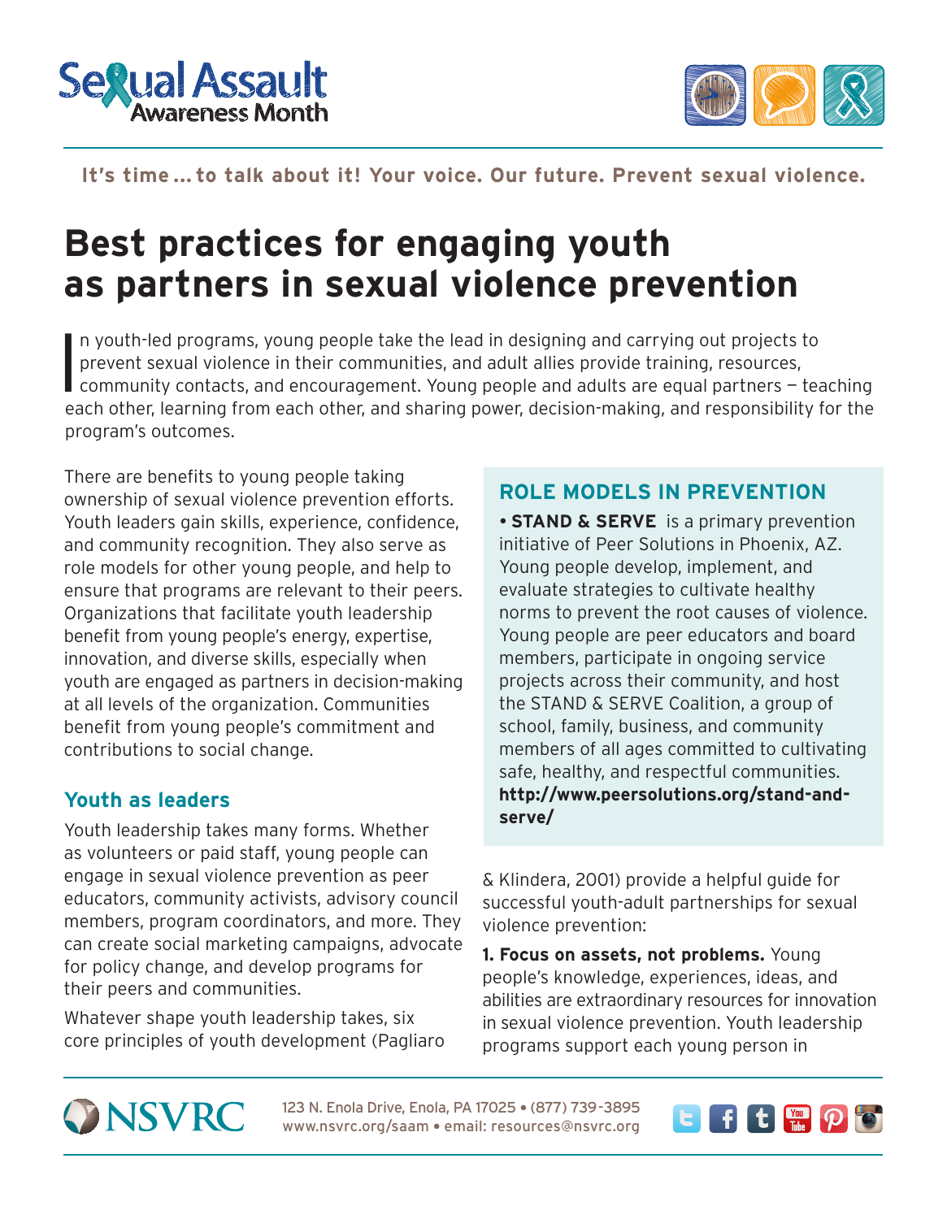Sexual Assault Awareness Month

It's time ... to talk about it! Your voice. Our future. Prevent sexual violence.

# Best practices for engaging youth as partners in sexual violence prevention

In youth-led programs, young people take the lead in designing and carrying out projects to prevent sexual violence in their communities, and adult allies provide training, resources, community contacts, and encouragement. Young people and adults are equal partners — teaching each other, learning from each other, and sharing power, decision-making, and responsibility for the program's outcomes.

There are benefits to young people taking ownership of sexual violence prevention efforts. Youth leaders gain skills, experience, confidence, and community recognition. They also serve as role models for other young people, and help to ensure that programs are relevant to their peers. Organizations that facilitate youth leadership benefit from young people's energy, expertise, innovation, and diverse skills, especially when youth are engaged as partners in decision-making at all levels of the organization. Communities benefit from young people's commitment and contributions to social change.

## Youth as leaders

Youth leadership takes many forms. Whether as volunteers or paid staff, young people can engage in sexual violence prevention as peer educators, community activists, advisory council members, program coordinators, and more. They can create social marketing campaigns, advocate for policy change, and develop programs for their peers and communities.

Whatever shape youth leadership takes, six core principles of youth development (Pagliaro & Klindera, 2001) provide a helpful guide for successful youth-adult partnerships for sexual violence prevention:

**1. Focus on assets, not problems.** Young people's knowledge, experiences, ideas, and abilities are extraordinary resources for innovation in sexual violence prevention. Youth leadership programs support each young person in

## ROLE MODELS IN PREVENTION

- **STAND & SERVE** is a primary prevention initiative of Peer Solutions in Phoenix, AZ. Young people develop, implement, and evaluate strategies to cultivate healthy norms to prevent the root causes of violence. Young people are peer educators and board members, participate in ongoing service projects across their community, and host the STAND & SERVE Coalition, a group of school, family, business, and community members of all ages committed to cultivating safe, healthy, and respectful communities. **http://www.peersolutions.org/stand-and-serve/**

NSVRC 123 N. Enola Drive, Enola, PA 17025 • (877) 739-3895 www.nsvrc.org/saam • email: resources@nsvrc.org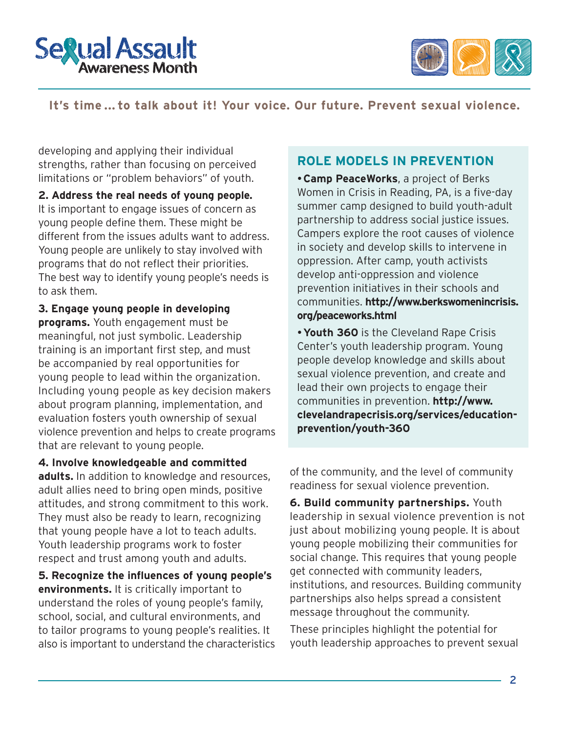developing and applying their individual strengths, rather than focusing on perceived limitations or "problem behaviors" of youth.

**2. Address the real needs of young people.** It is important to engage issues of concern as young people define them. These might be different from the issues adults want to address. Young people are unlikely to stay involved with programs that do not reflect their priorities. The best way to identify young people's needs is to ask them.

**3. Engage young people in developing programs.** Youth engagement must be meaningful, not just symbolic. Leadership training is an important first step, and must be accompanied by real opportunities for young people to lead within the organization. Including young people as key decision makers about program planning, implementation, and evaluation fosters youth ownership of sexual violence prevention and helps to create programs that are relevant to young people.

**4. Involve knowledgeable and committed adults.** In addition to knowledge and resources, adult allies need to bring open minds, positive attitudes, and strong commitment to this work. They must also be ready to learn, recognizing that young people have a lot to teach adults. Youth leadership programs work to foster respect and trust among youth and adults.

**5. Recognize the influences of young people's environments.** It is critically important to understand the roles of young people's family, school, social, and cultural environments, and to tailor programs to young people's realities. It also is important to understand the characteristics of the community, and the level of community readiness for sexual violence prevention.

**6. Build community partnerships.** Youth leadership in sexual violence prevention is not just about mobilizing young people. It is about young people mobilizing their communities for social change. This requires that young people get connected with community leaders, institutions, and resources. Building community partnerships also helps spread a consistent message throughout the community.

These principles highlight the potential for youth leadership approaches to prevent sexual

## ROLE MODELS IN PREVENTION

- **Camp PeaceWorks**, a project of Berks Women in Crisis in Reading, PA, is a five-day summer camp designed to build youth-adult partnership to address social justice issues. Campers explore the root causes of violence in society and develop skills to intervene in oppression. After camp, youth activists develop anti-oppression and violence prevention initiatives in their schools and communities. **http://www.berkswomenincrisis.org/peaceworks.html**
- **Youth 360** is the Cleveland Rape Crisis Center's youth leadership program. Young people develop knowledge and skills about sexual violence prevention, and create and lead their own projects to engage their communities in prevention. **http://www.clevelandrapecrisis.org/services/education-prevention/youth-360**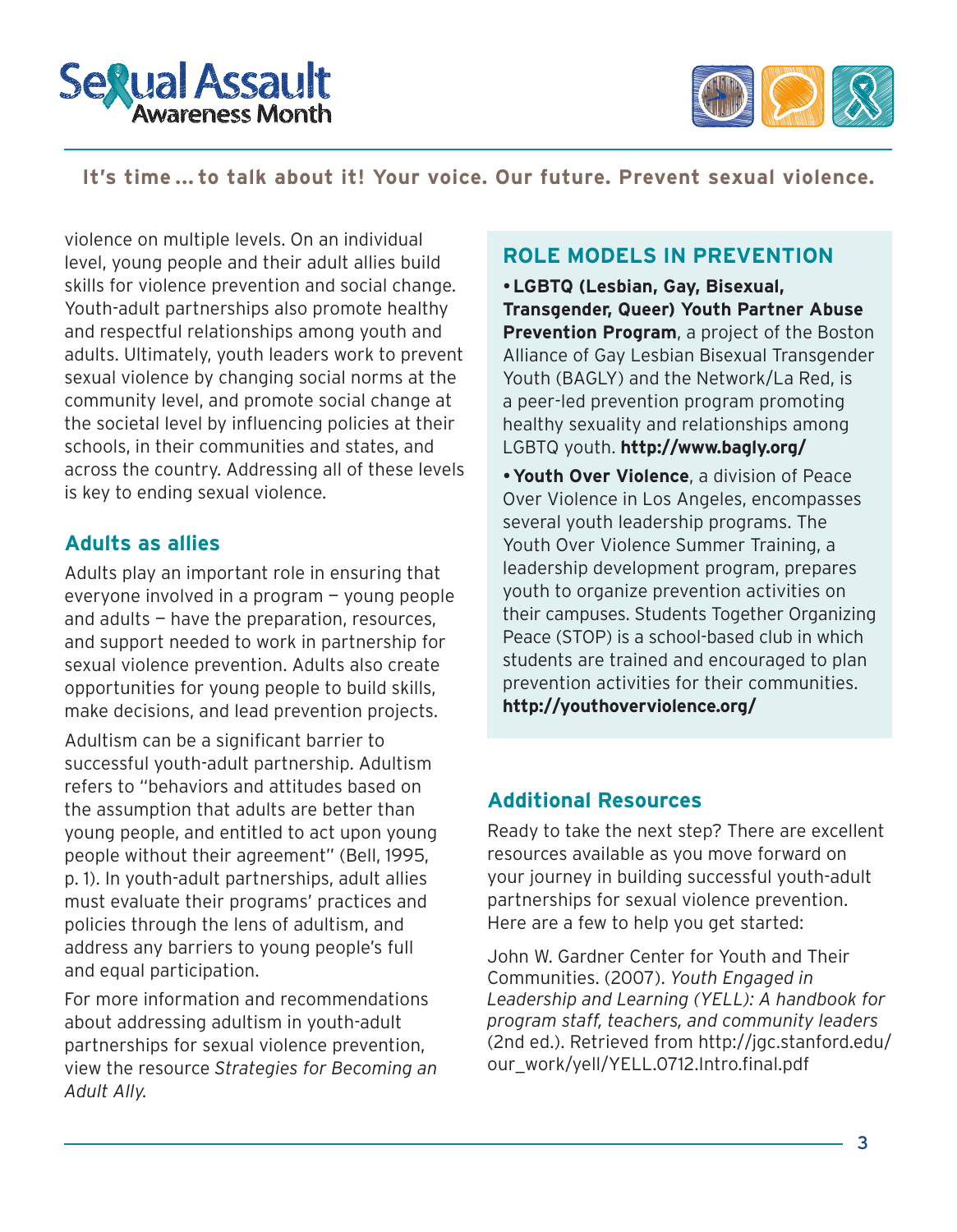violence on multiple levels. On an individual level, young people and their adult allies build skills for violence prevention and social change. Youth-adult partnerships also promote healthy and respectful relationships among youth and adults. Ultimately, youth leaders work to prevent sexual violence by changing social norms at the community level, and promote social change at the societal level by influencing policies at their schools, in their communities and states, and across the country. Addressing all of these levels is key to ending sexual violence.

### Adults as allies

Adults play an important role in ensuring that everyone involved in a program — young people and adults — have the preparation, resources, and support needed to work in partnership for sexual violence prevention. Adults also create opportunities for young people to build skills, make decisions, and lead prevention projects.

Adultism can be a significant barrier to successful youth-adult partnership. Adultism refers to "behaviors and attitudes based on the assumption that adults are better than young people, and entitled to act upon young people without their agreement" (Bell, 1995, p. 1). In youth-adult partnerships, adult allies must evaluate their programs' practices and policies through the lens of adultism, and address any barriers to young people's full and equal participation.

For more information and recommendations about addressing adultism in youth-adult partnerships for sexual violence prevention, view the resource *Strategies for Becoming an Adult Ally.*

## ROLE MODELS IN PREVENTION

- **LGBTQ (Lesbian, Gay, Bisexual, Transgender, Queer) Youth Partner Abuse Prevention Program**, a project of the Boston Alliance of Gay Lesbian Bisexual Transgender Youth (BAGLY) and the Network/La Red, is a peer-led prevention program promoting healthy sexuality and relationships among LGBTQ youth. **http://www.bagly.org/**
- **Youth Over Violence**, a division of Peace Over Violence in Los Angeles, encompasses several youth leadership programs. The Youth Over Violence Summer Training, a leadership development program, prepares youth to organize prevention activities on their campuses. Students Together Organizing Peace (STOP) is a school-based club in which students are trained and encouraged to plan prevention activities for their communities. **http://youthoverviolence.org/**

### Additional Resources

Ready to take the next step? There are excellent resources available as you move forward on your journey in building successful youth-adult partnerships for sexual violence prevention. Here are a few to help you get started:

John W. Gardner Center for Youth and Their Communities. (2007). *Youth Engaged in Leadership and Learning (YELL): A handbook for program staff, teachers, and community leaders* (2nd ed.). Retrieved from http://jgc.stanford.edu/our_work/yell/YELL.0712.Intro.final.pdf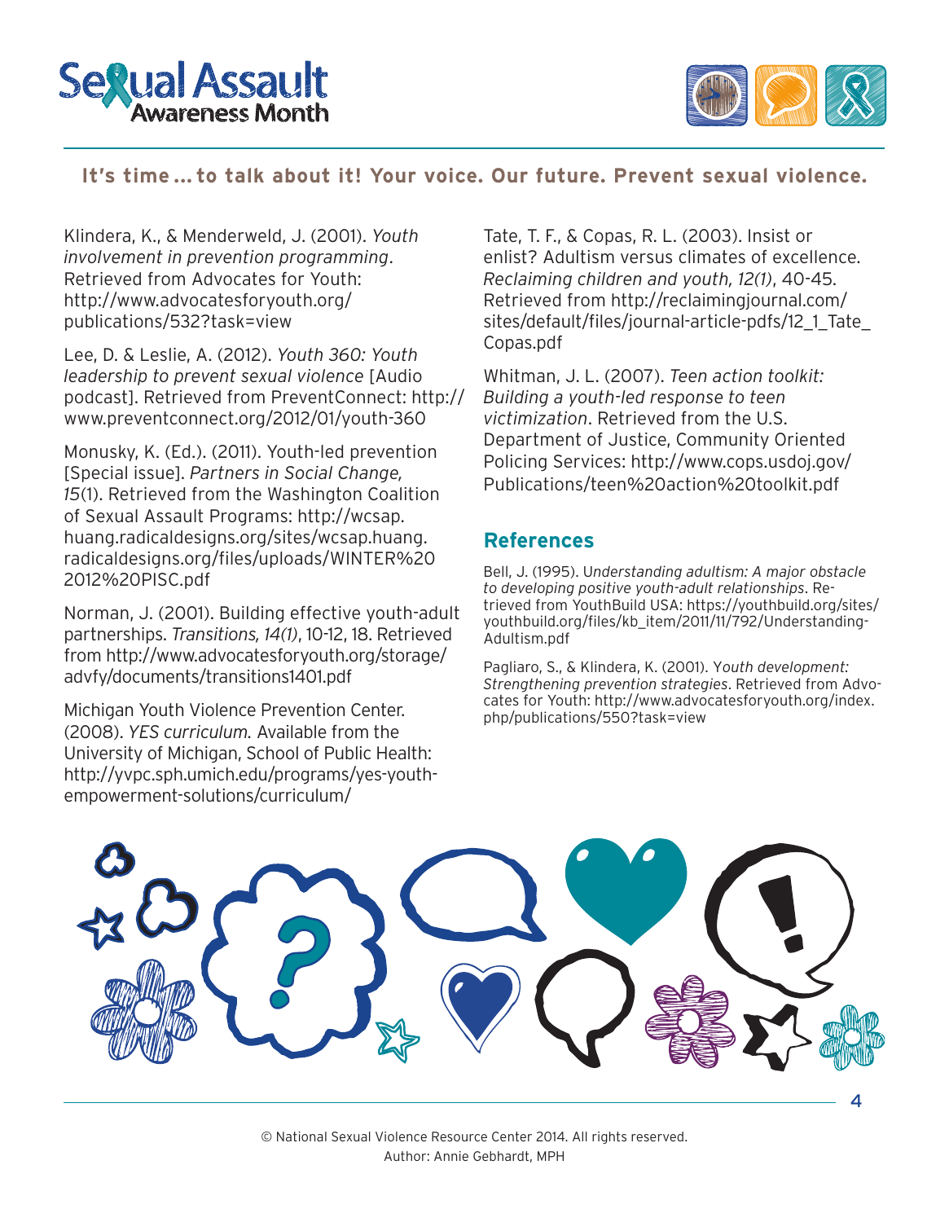Klindera, K., & Menderweld, J. (2001). *Youth involvement in prevention programming*. Retrieved from Advocates for Youth: http://www.advocatesforyouth.org/publications/532?task=view

Lee, D. & Leslie, A. (2012). *Youth 360: Youth leadership to prevent sexual violence* [Audio podcast]. Retrieved from PreventConnect: http://www.preventconnect.org/2012/01/youth-360

Monusky, K. (Ed.). (2011). Youth-led prevention [Special issue]. *Partners in Social Change, 15*(1). Retrieved from the Washington Coalition of Sexual Assault Programs: http://wcsap.huang.radicaldesigns.org/sites/wcsap.huang.radicaldesigns.org/files/uploads/WINTER%20 2012%20PISC.pdf

Norman, J. (2001). Building effective youth-adult partnerships. *Transitions, 14(1)*, 10-12, 18. Retrieved from http://www.advocatesforyouth.org/storage/advfy/documents/transitions1401.pdf

Michigan Youth Violence Prevention Center. (2008). *YES curriculum.* Available from the University of Michigan, School of Public Health: http://yvpc.sph.umich.edu/programs/yes-youth-empowerment-solutions/curriculum/

Tate, T. F., & Copas, R. L. (2003). Insist or enlist? Adultism versus climates of excellence. *Reclaiming children and youth, 12(1)*, 40-45. Retrieved from http://reclaimingjournal.com/sites/default/files/journal-article-pdfs/12_1_Tate_Copas.pdf

Whitman, J. L. (2007). *Teen action toolkit: Building a youth-led response to teen victimization*. Retrieved from the U.S. Department of Justice, Community Oriented Policing Services: http://www.cops.usdoj.gov/Publications/teen%20action%20toolkit.pdf

## References

Bell, J. (1995). *Understanding adultism: A major obstacle to developing positive youth-adult relationships*. Retrieved from YouthBuild USA: https://youthbuild.org/sites/youthbuild.org/files/kb_item/2011/11/792/Understanding-Adultism.pdf

Pagliaro, S., & Klindera, K. (2001). *Youth development: Strengthening prevention strategies*. Retrieved from Advocates for Youth: http://www.advocatesforyouth.org/index.php/publications/550?task=view

© National Sexual Violence Resource Center 2014. All rights reserved.
Author: Annie Gebhardt, MPH